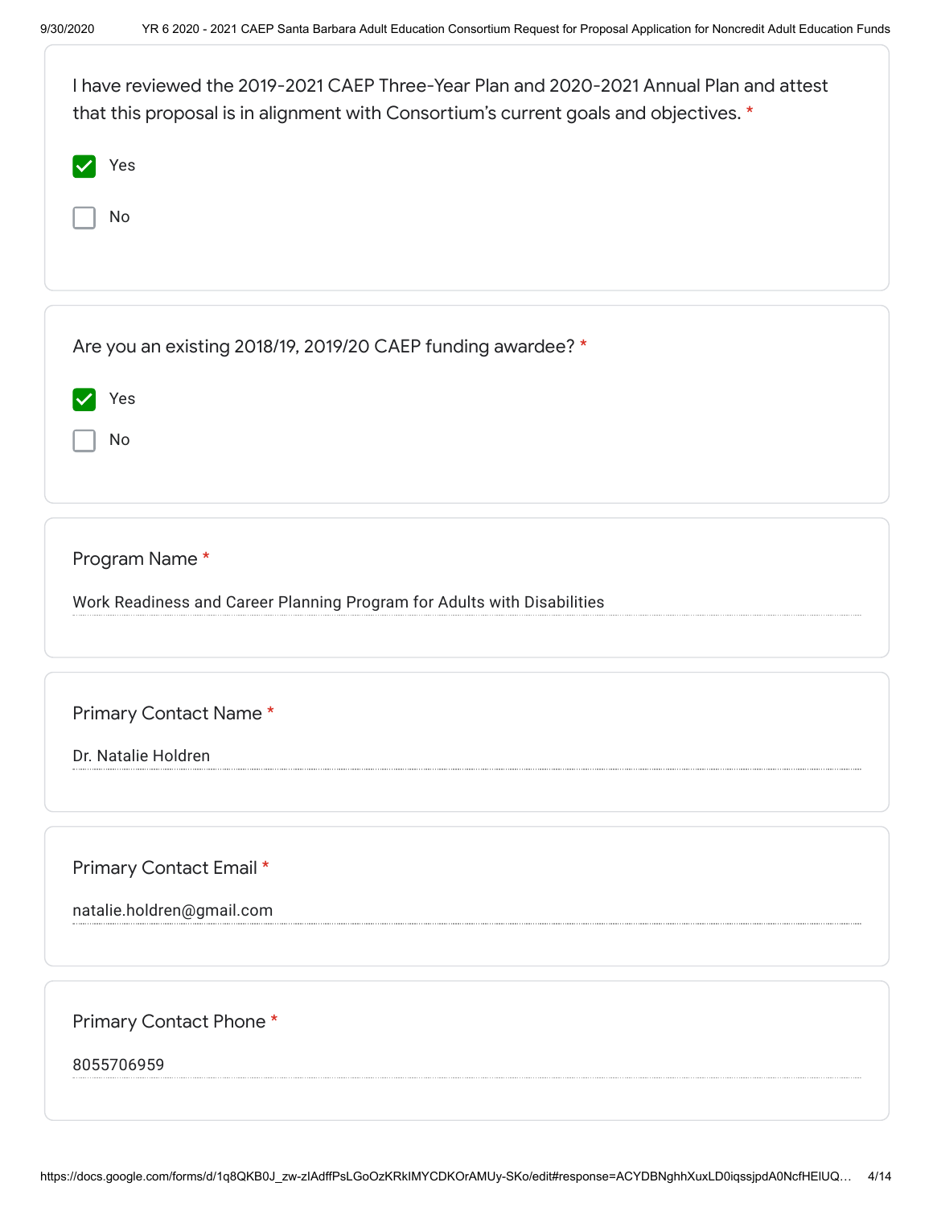I have reviewed the 2019-2021 CAEP Three-Year Plan and 2020-2021 Annual Plan and attest that this proposal is in alignment with Consortium's current goals and objectives. *

- [x] Yes
- [ ] No

Are you an existing 2018/19, 2019/20 CAEP funding awardee? *

- [x] Yes
- [ ] No

Program Name *

Work Readiness and Career Planning Program for Adults with Disabilities

Primary Contact Name *

Dr. Natalie Holdren

Primary Contact Email *

natalie.holdren@gmail.com

Primary Contact Phone *

8055706959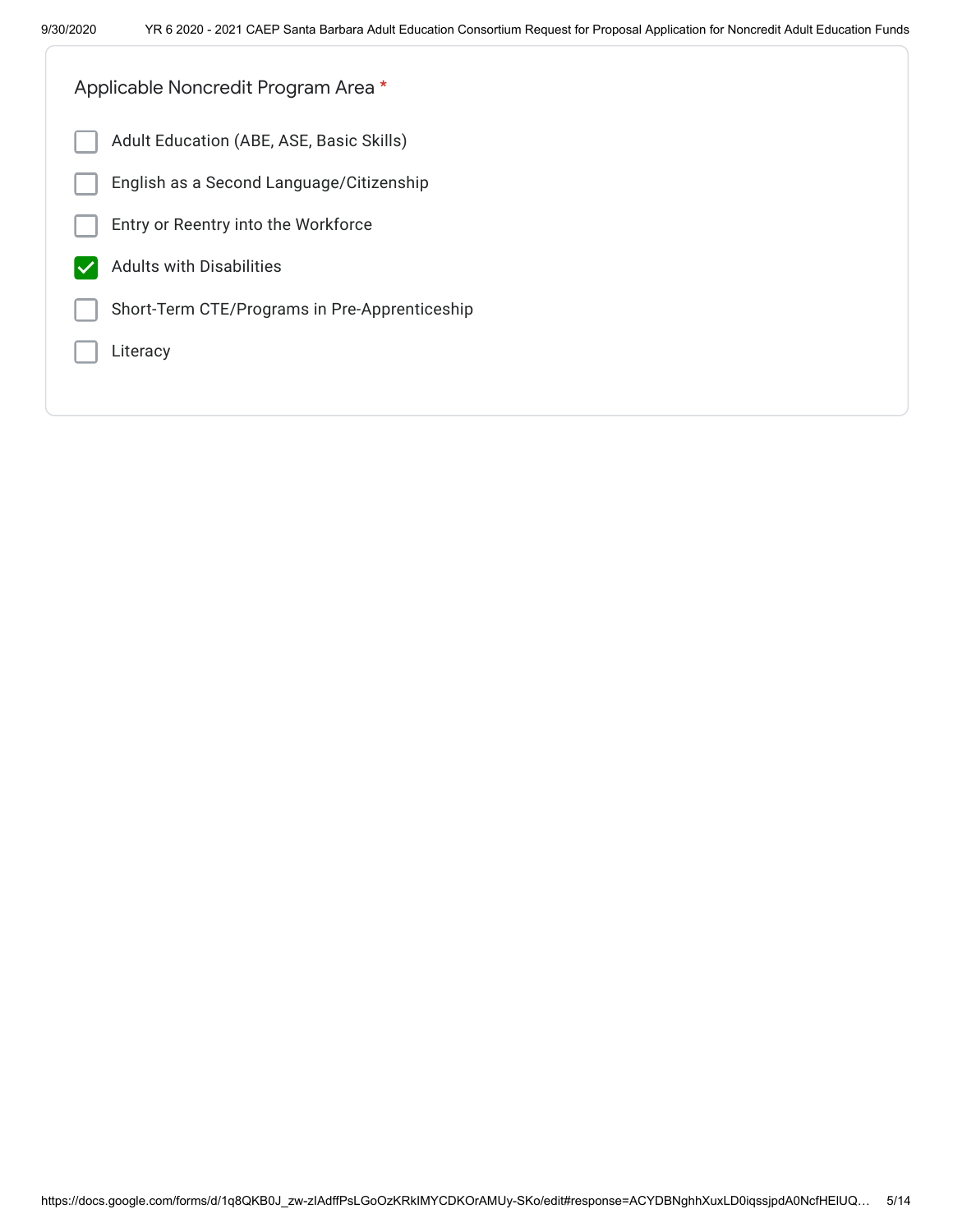Applicable Noncredit Program Area *

- [ ] Adult Education (ABE, ASE, Basic Skills)
- [ ] English as a Second Language/Citizenship
- [ ] Entry or Reentry into the Workforce
- [x] Adults with Disabilities
- [ ] Short-Term CTE/Programs in Pre-Apprenticeship
- [ ] Literacy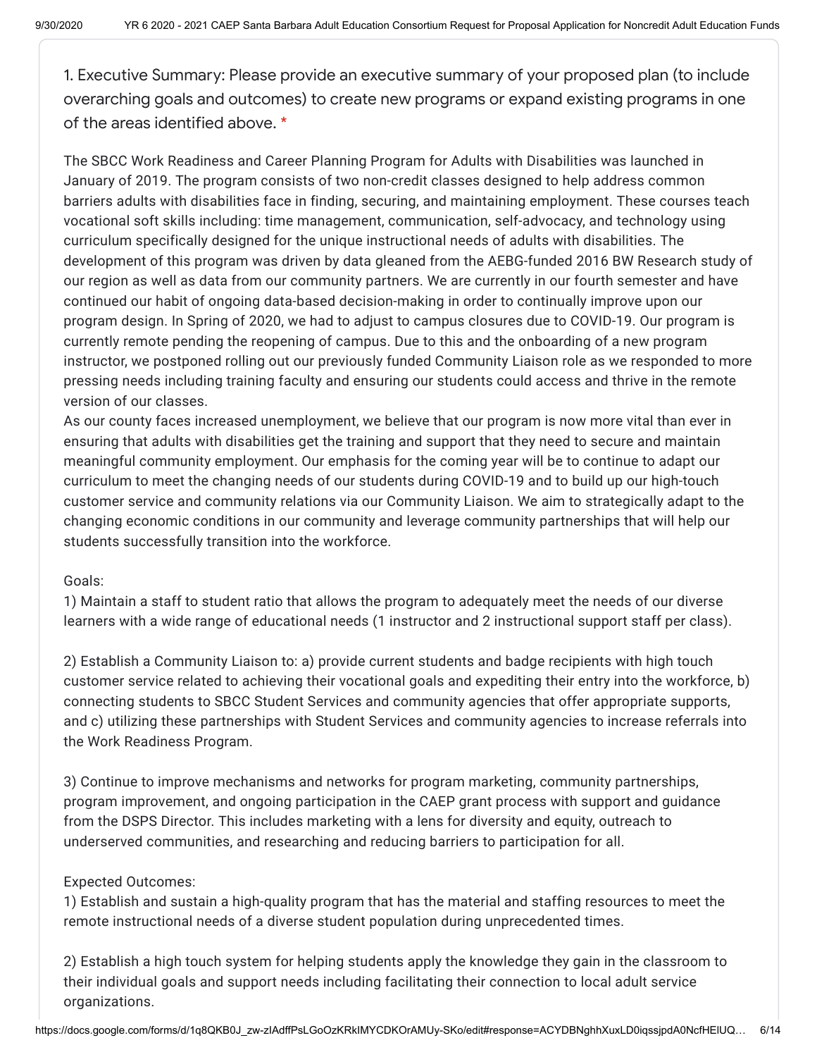1. Executive Summary: Please provide an executive summary of your proposed plan (to include overarching goals and outcomes) to create new programs or expand existing programs in one of the areas identified above. *

The SBCC Work Readiness and Career Planning Program for Adults with Disabilities was launched in January of 2019. The program consists of two non-credit classes designed to help address common barriers adults with disabilities face in finding, securing, and maintaining employment. These courses teach vocational soft skills including: time management, communication, self-advocacy, and technology using curriculum specifically designed for the unique instructional needs of adults with disabilities. The development of this program was driven by data gleaned from the AEBG-funded 2016 BW Research study of our region as well as data from our community partners. We are currently in our fourth semester and have continued our habit of ongoing data-based decision-making in order to continually improve upon our program design. In Spring of 2020, we had to adjust to campus closures due to COVID-19. Our program is currently remote pending the reopening of campus. Due to this and the onboarding of a new program instructor, we postponed rolling out our previously funded Community Liaison role as we responded to more pressing needs including training faculty and ensuring our students could access and thrive in the remote version of our classes.

As our county faces increased unemployment, we believe that our program is now more vital than ever in ensuring that adults with disabilities get the training and support that they need to secure and maintain meaningful community employment. Our emphasis for the coming year will be to continue to adapt our curriculum to meet the changing needs of our students during COVID-19 and to build up our high-touch customer service and community relations via our Community Liaison. We aim to strategically adapt to the changing economic conditions in our community and leverage community partnerships that will help our students successfully transition into the workforce.

Goals:

1) Maintain a staff to student ratio that allows the program to adequately meet the needs of our diverse learners with a wide range of educational needs (1 instructor and 2 instructional support staff per class).

2) Establish a Community Liaison to: a) provide current students and badge recipients with high touch customer service related to achieving their vocational goals and expediting their entry into the workforce, b) connecting students to SBCC Student Services and community agencies that offer appropriate supports, and c) utilizing these partnerships with Student Services and community agencies to increase referrals into the Work Readiness Program.

3) Continue to improve mechanisms and networks for program marketing, community partnerships, program improvement, and ongoing participation in the CAEP grant process with support and guidance from the DSPS Director. This includes marketing with a lens for diversity and equity, outreach to underserved communities, and researching and reducing barriers to participation for all.

Expected Outcomes:

1) Establish and sustain a high-quality program that has the material and staffing resources to meet the remote instructional needs of a diverse student population during unprecedented times.

2) Establish a high touch system for helping students apply the knowledge they gain in the classroom to their individual goals and support needs including facilitating their connection to local adult service organizations.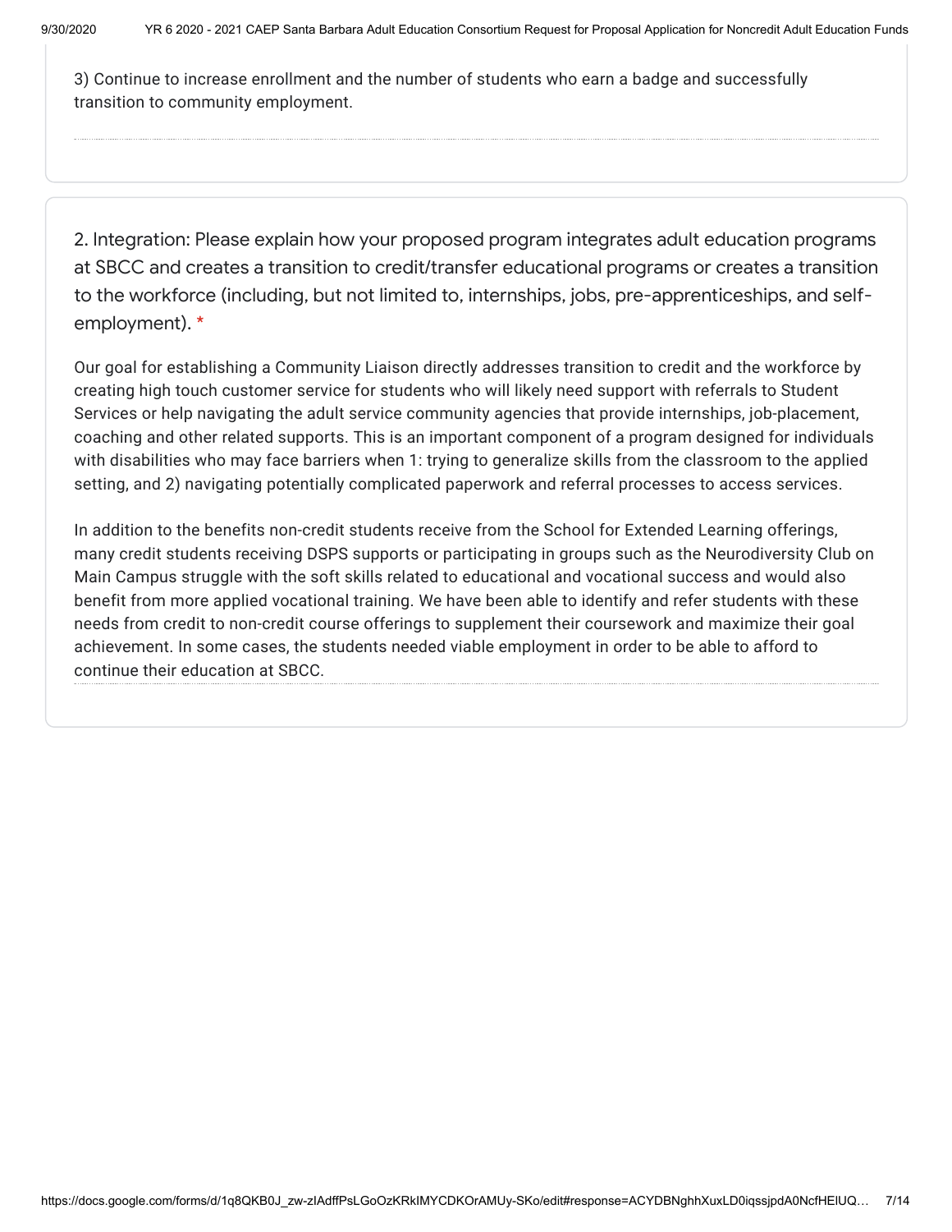3) Continue to increase enrollment and the number of students who earn a badge and successfully transition to community employment.

2. Integration: Please explain how your proposed program integrates adult education programs at SBCC and creates a transition to credit/transfer educational programs or creates a transition to the workforce (including, but not limited to, internships, jobs, pre-apprenticeships, and self-employment). *

Our goal for establishing a Community Liaison directly addresses transition to credit and the workforce by creating high touch customer service for students who will likely need support with referrals to Student Services or help navigating the adult service community agencies that provide internships, job-placement, coaching and other related supports. This is an important component of a program designed for individuals with disabilities who may face barriers when 1: trying to generalize skills from the classroom to the applied setting, and 2) navigating potentially complicated paperwork and referral processes to access services.

In addition to the benefits non-credit students receive from the School for Extended Learning offerings, many credit students receiving DSPS supports or participating in groups such as the Neurodiversity Club on Main Campus struggle with the soft skills related to educational and vocational success and would also benefit from more applied vocational training. We have been able to identify and refer students with these needs from credit to non-credit course offerings to supplement their coursework and maximize their goal achievement. In some cases, the students needed viable employment in order to be able to afford to continue their education at SBCC.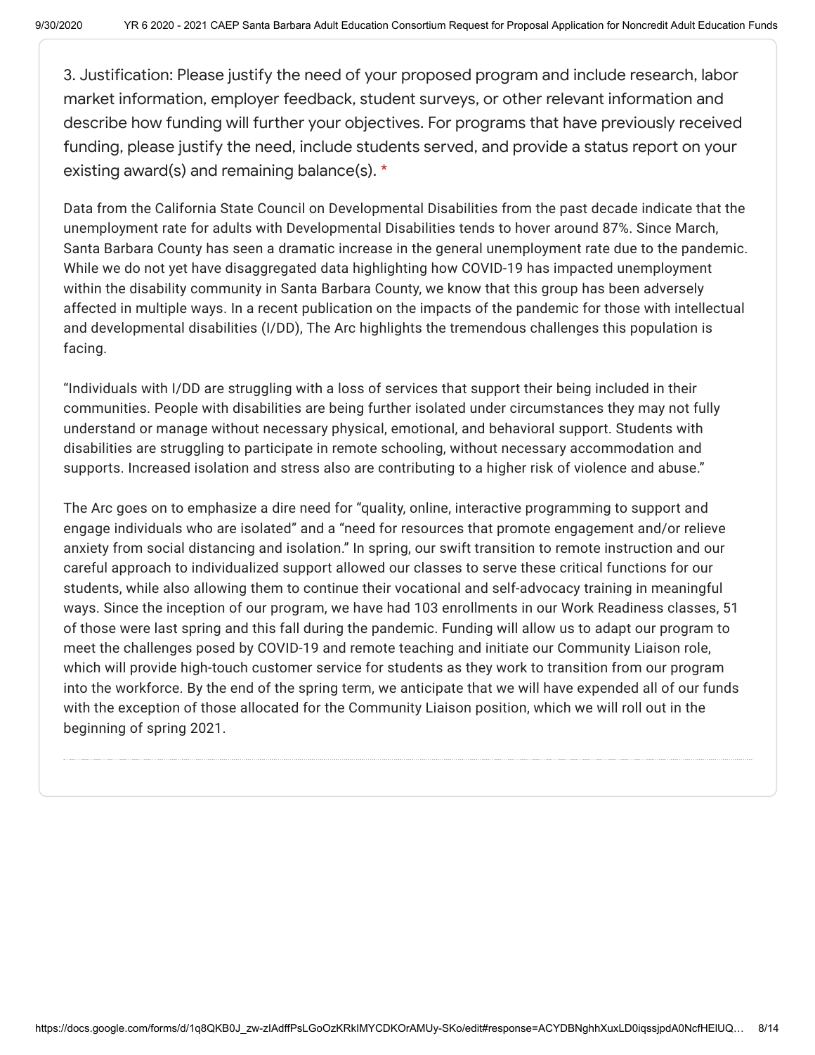3. Justification: Please justify the need of your proposed program and include research, labor market information, employer feedback, student surveys, or other relevant information and describe how funding will further your objectives. For programs that have previously received funding, please justify the need, include students served, and provide a status report on your existing award(s) and remaining balance(s). *

Data from the California State Council on Developmental Disabilities from the past decade indicate that the unemployment rate for adults with Developmental Disabilities tends to hover around 87%. Since March, Santa Barbara County has seen a dramatic increase in the general unemployment rate due to the pandemic. While we do not yet have disaggregated data highlighting how COVID-19 has impacted unemployment within the disability community in Santa Barbara County, we know that this group has been adversely affected in multiple ways. In a recent publication on the impacts of the pandemic for those with intellectual and developmental disabilities (I/DD), The Arc highlights the tremendous challenges this population is facing.

"Individuals with I/DD are struggling with a loss of services that support their being included in their communities. People with disabilities are being further isolated under circumstances they may not fully understand or manage without necessary physical, emotional, and behavioral support. Students with disabilities are struggling to participate in remote schooling, without necessary accommodation and supports. Increased isolation and stress also are contributing to a higher risk of violence and abuse."

The Arc goes on to emphasize a dire need for "quality, online, interactive programming to support and engage individuals who are isolated" and a "need for resources that promote engagement and/or relieve anxiety from social distancing and isolation." In spring, our swift transition to remote instruction and our careful approach to individualized support allowed our classes to serve these critical functions for our students, while also allowing them to continue their vocational and self-advocacy training in meaningful ways. Since the inception of our program, we have had 103 enrollments in our Work Readiness classes, 51 of those were last spring and this fall during the pandemic. Funding will allow us to adapt our program to meet the challenges posed by COVID-19 and remote teaching and initiate our Community Liaison role, which will provide high-touch customer service for students as they work to transition from our program into the workforce. By the end of the spring term, we anticipate that we will have expended all of our funds with the exception of those allocated for the Community Liaison position, which we will roll out in the beginning of spring 2021.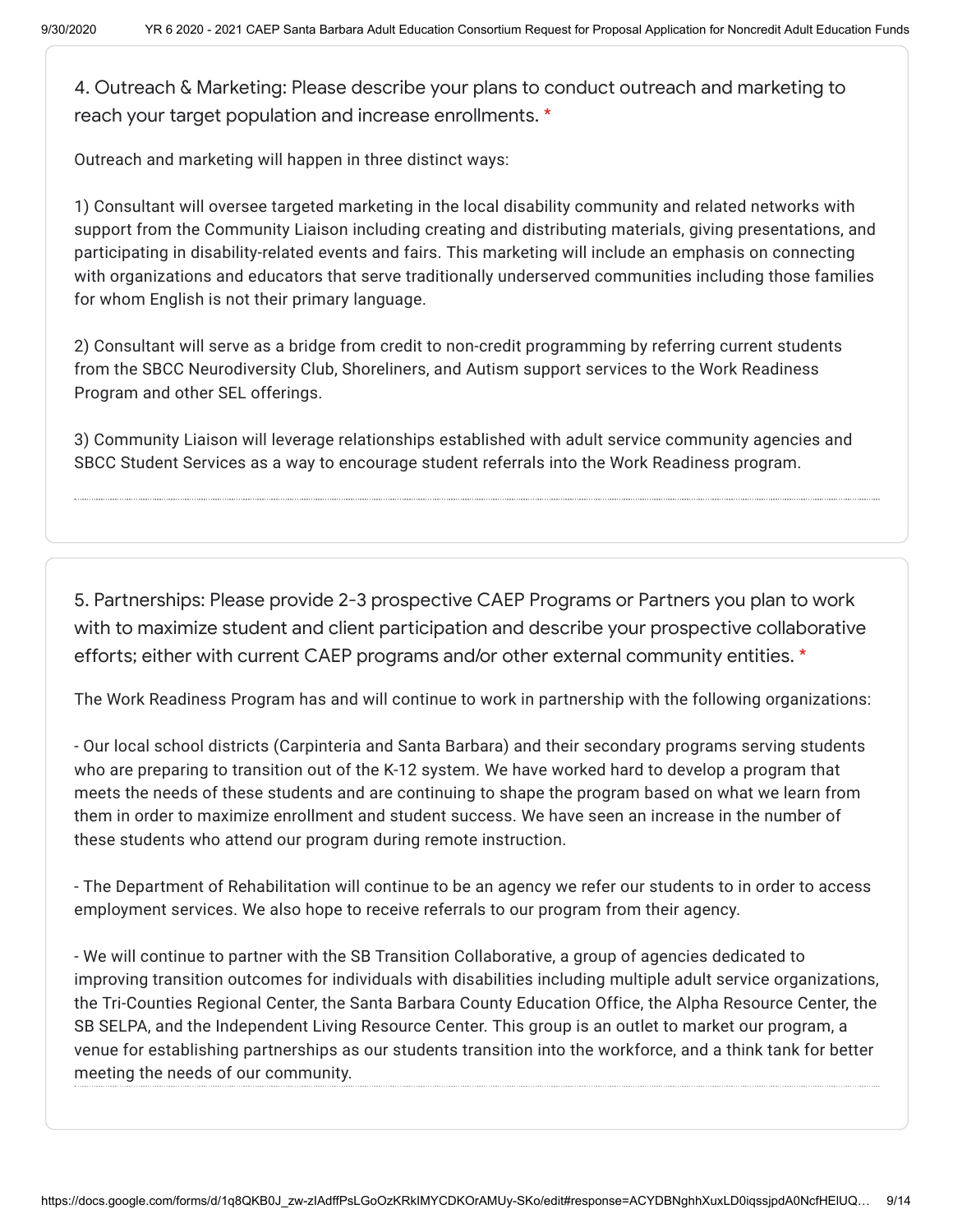4. Outreach & Marketing: Please describe your plans to conduct outreach and marketing to reach your target population and increase enrollments. *

Outreach and marketing will happen in three distinct ways:

1) Consultant will oversee targeted marketing in the local disability community and related networks with support from the Community Liaison including creating and distributing materials, giving presentations, and participating in disability-related events and fairs. This marketing will include an emphasis on connecting with organizations and educators that serve traditionally underserved communities including those families for whom English is not their primary language.

2) Consultant will serve as a bridge from credit to non-credit programming by referring current students from the SBCC Neurodiversity Club, Shoreliners, and Autism support services to the Work Readiness Program and other SEL offerings.

3) Community Liaison will leverage relationships established with adult service community agencies and SBCC Student Services as a way to encourage student referrals into the Work Readiness program.

5. Partnerships: Please provide 2-3 prospective CAEP Programs or Partners you plan to work with to maximize student and client participation and describe your prospective collaborative efforts; either with current CAEP programs and/or other external community entities. *

The Work Readiness Program has and will continue to work in partnership with the following organizations:

- Our local school districts (Carpinteria and Santa Barbara) and their secondary programs serving students who are preparing to transition out of the K-12 system. We have worked hard to develop a program that meets the needs of these students and are continuing to shape the program based on what we learn from them in order to maximize enrollment and student success. We have seen an increase in the number of these students who attend our program during remote instruction.

- The Department of Rehabilitation will continue to be an agency we refer our students to in order to access employment services. We also hope to receive referrals to our program from their agency.

- We will continue to partner with the SB Transition Collaborative, a group of agencies dedicated to improving transition outcomes for individuals with disabilities including multiple adult service organizations, the Tri-Counties Regional Center, the Santa Barbara County Education Office, the Alpha Resource Center, the SB SELPA, and the Independent Living Resource Center. This group is an outlet to market our program, a venue for establishing partnerships as our students transition into the workforce, and a think tank for better meeting the needs of our community.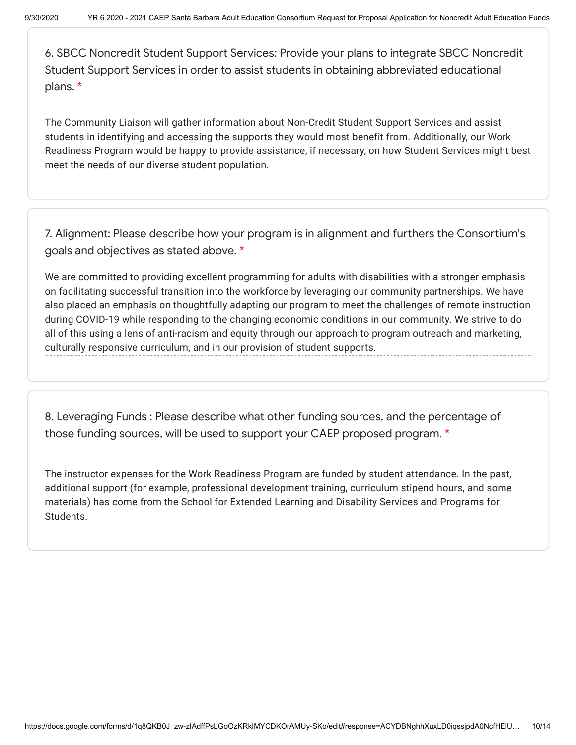6. SBCC Noncredit Student Support Services: Provide your plans to integrate SBCC Noncredit Student Support Services in order to assist students in obtaining abbreviated educational plans. *

The Community Liaison will gather information about Non-Credit Student Support Services and assist students in identifying and accessing the supports they would most benefit from. Additionally, our Work Readiness Program would be happy to provide assistance, if necessary, on how Student Services might best meet the needs of our diverse student population.

7. Alignment: Please describe how your program is in alignment and furthers the Consortium's goals and objectives as stated above. *

We are committed to providing excellent programming for adults with disabilities with a stronger emphasis on facilitating successful transition into the workforce by leveraging our community partnerships. We have also placed an emphasis on thoughtfully adapting our program to meet the challenges of remote instruction during COVID-19 while responding to the changing economic conditions in our community. We strive to do all of this using a lens of anti-racism and equity through our approach to program outreach and marketing, culturally responsive curriculum, and in our provision of student supports.

8. Leveraging Funds : Please describe what other funding sources, and the percentage of those funding sources, will be used to support your CAEP proposed program. *

The instructor expenses for the Work Readiness Program are funded by student attendance. In the past, additional support (for example, professional development training, curriculum stipend hours, and some materials) has come from the School for Extended Learning and Disability Services and Programs for Students.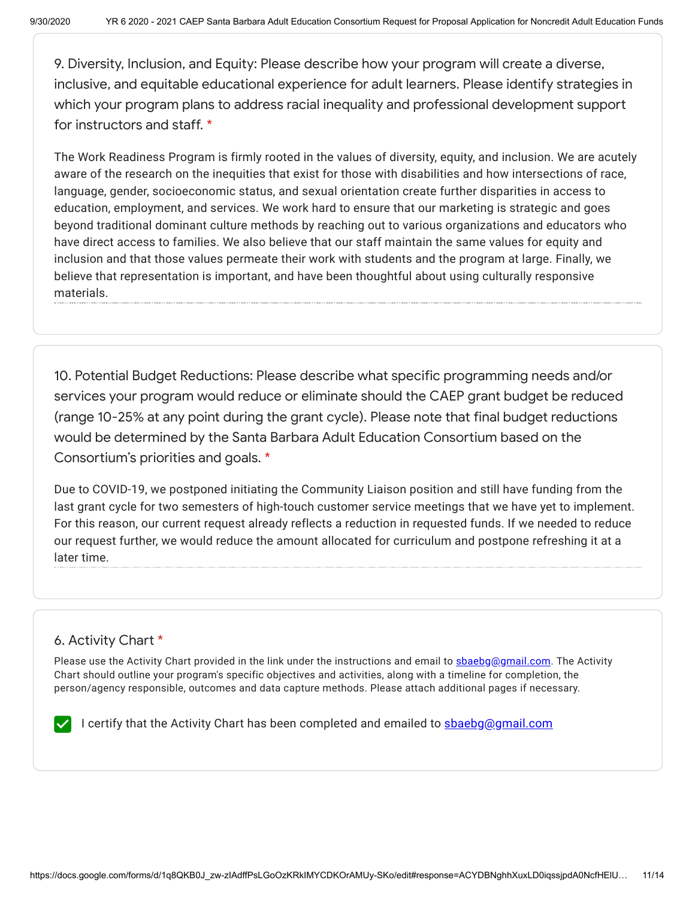9. Diversity, Inclusion, and Equity: Please describe how your program will create a diverse, inclusive, and equitable educational experience for adult learners. Please identify strategies in which your program plans to address racial inequality and professional development support for instructors and staff. *

The Work Readiness Program is firmly rooted in the values of diversity, equity, and inclusion. We are acutely aware of the research on the inequities that exist for those with disabilities and how intersections of race, language, gender, socioeconomic status, and sexual orientation create further disparities in access to education, employment, and services. We work hard to ensure that our marketing is strategic and goes beyond traditional dominant culture methods by reaching out to various organizations and educators who have direct access to families. We also believe that our staff maintain the same values for equity and inclusion and that those values permeate their work with students and the program at large. Finally, we believe that representation is important, and have been thoughtful about using culturally responsive materials.

10. Potential Budget Reductions: Please describe what specific programming needs and/or services your program would reduce or eliminate should the CAEP grant budget be reduced (range 10-25% at any point during the grant cycle). Please note that final budget reductions would be determined by the Santa Barbara Adult Education Consortium based on the Consortium's priorities and goals. *

Due to COVID-19, we postponed initiating the Community Liaison position and still have funding from the last grant cycle for two semesters of high-touch customer service meetings that we have yet to implement. For this reason, our current request already reflects a reduction in requested funds. If we needed to reduce our request further, we would reduce the amount allocated for curriculum and postpone refreshing it at a later time.

## 6. Activity Chart *

Please use the Activity Chart provided in the link under the instructions and email to sbaebg@gmail.com. The Activity Chart should outline your program's specific objectives and activities, along with a timeline for completion, the person/agency responsible, outcomes and data capture methods. Please attach additional pages if necessary.

- [x] I certify that the Activity Chart has been completed and emailed to sbaebg@gmail.com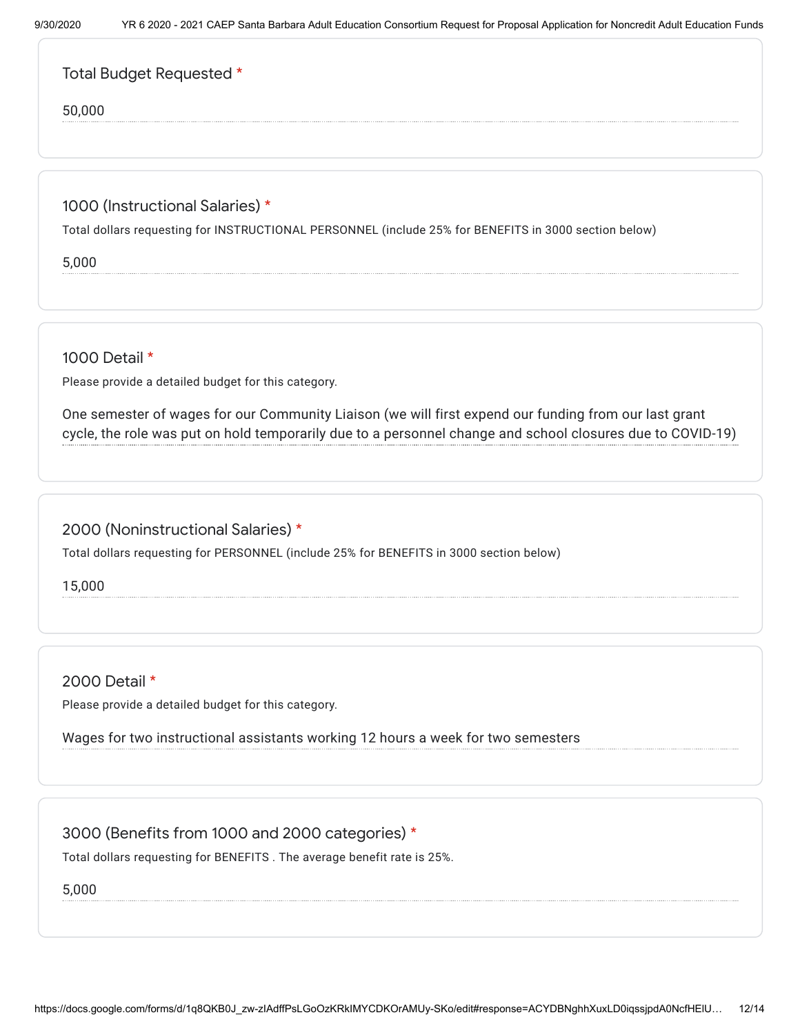Total Budget Requested *

50,000

1000 (Instructional Salaries) *

Total dollars requesting for INSTRUCTIONAL PERSONNEL (include 25% for BENEFITS in 3000 section below)

5,000

1000 Detail *

Please provide a detailed budget for this category.

One semester of wages for our Community Liaison (we will first expend our funding from our last grant cycle, the role was put on hold temporarily due to a personnel change and school closures due to COVID-19)

2000 (Noninstructional Salaries) *

Total dollars requesting for PERSONNEL (include 25% for BENEFITS in 3000 section below)

15,000

2000 Detail *

Please provide a detailed budget for this category.

Wages for two instructional assistants working 12 hours a week for two semesters

3000 (Benefits from 1000 and 2000 categories) *

Total dollars requesting for BENEFITS . The average benefit rate is 25%.

5,000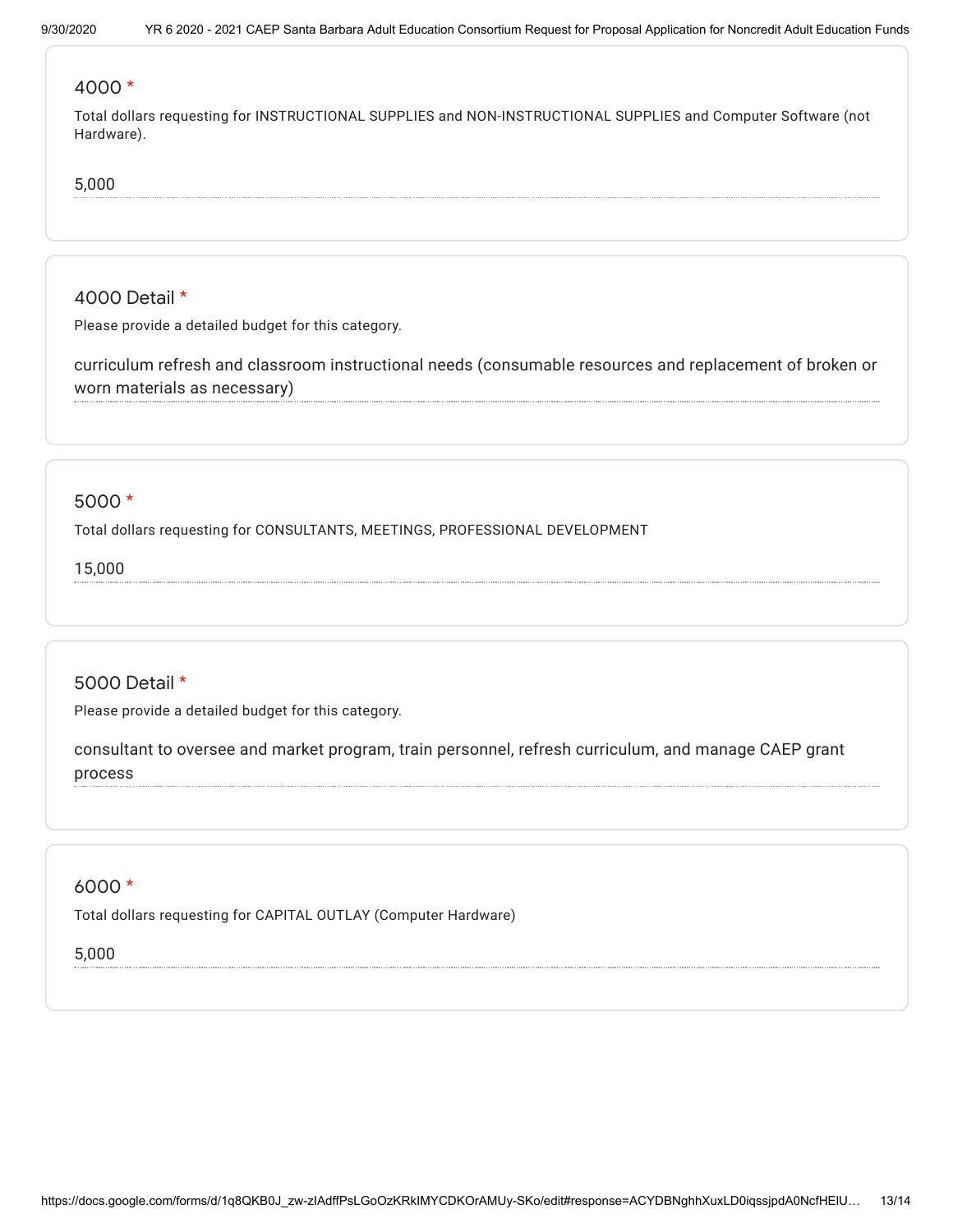4000 *

Total dollars requesting for INSTRUCTIONAL SUPPLIES and NON-INSTRUCTIONAL SUPPLIES and Computer Software (not Hardware).

5,000

4000 Detail *

Please provide a detailed budget for this category.

curriculum refresh and classroom instructional needs (consumable resources and replacement of broken or worn materials as necessary)

5000 *

Total dollars requesting for CONSULTANTS, MEETINGS, PROFESSIONAL DEVELOPMENT

15,000

5000 Detail *

Please provide a detailed budget for this category.

consultant to oversee and market program, train personnel, refresh curriculum, and manage CAEP grant process

6000 *

Total dollars requesting for CAPITAL OUTLAY (Computer Hardware)

5,000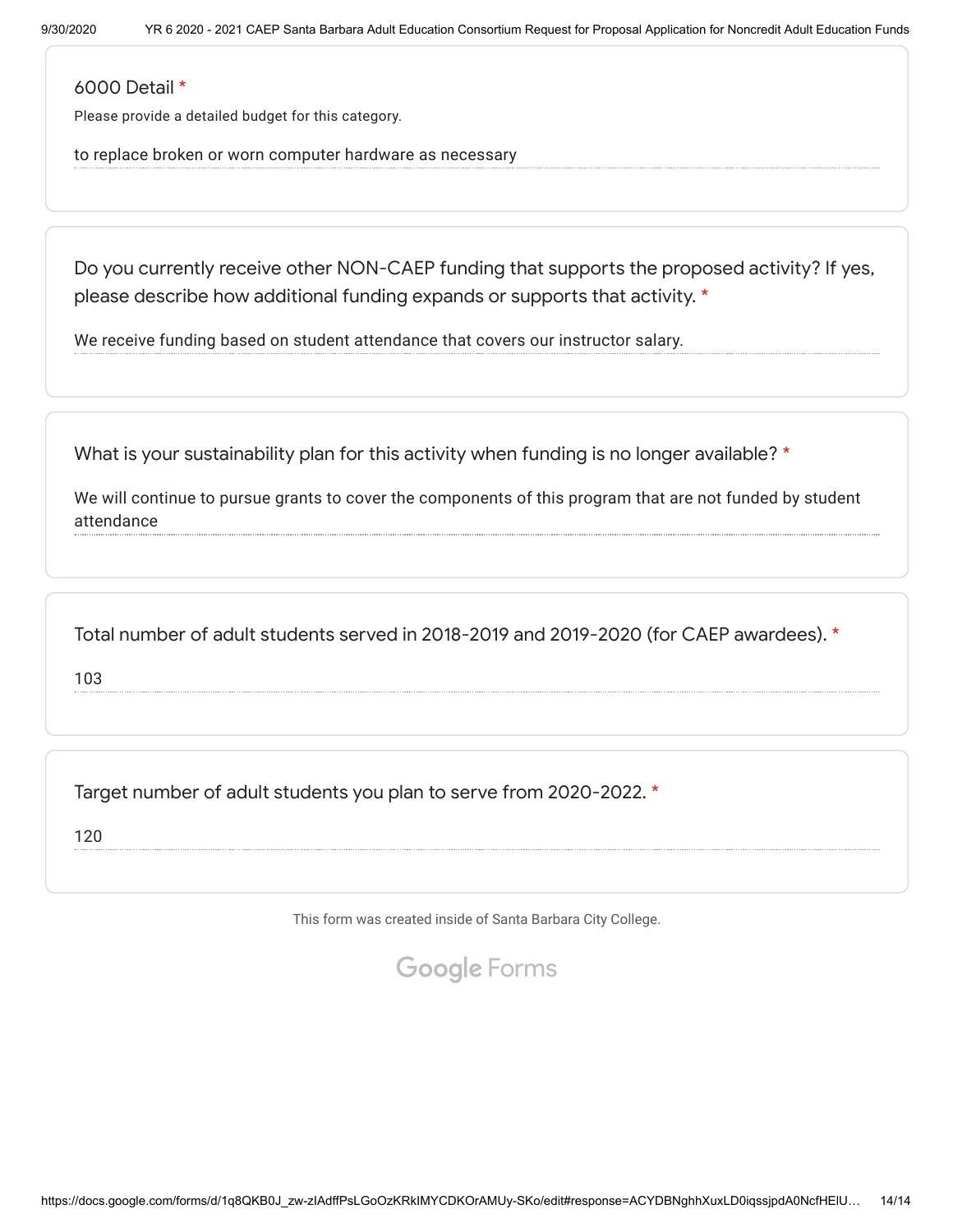6000 Detail *

Please provide a detailed budget for this category.

to replace broken or worn computer hardware as necessary

Do you currently receive other NON-CAEP funding that supports the proposed activity? If yes, please describe how additional funding expands or supports that activity. *

We receive funding based on student attendance that covers our instructor salary.

What is your sustainability plan for this activity when funding is no longer available? *

We will continue to pursue grants to cover the components of this program that are not funded by student attendance

Total number of adult students served in 2018-2019 and 2019-2020 (for CAEP awardees). *

103

Target number of adult students you plan to serve from 2020-2022. *

120

This form was created inside of Santa Barbara City College.

Google Forms